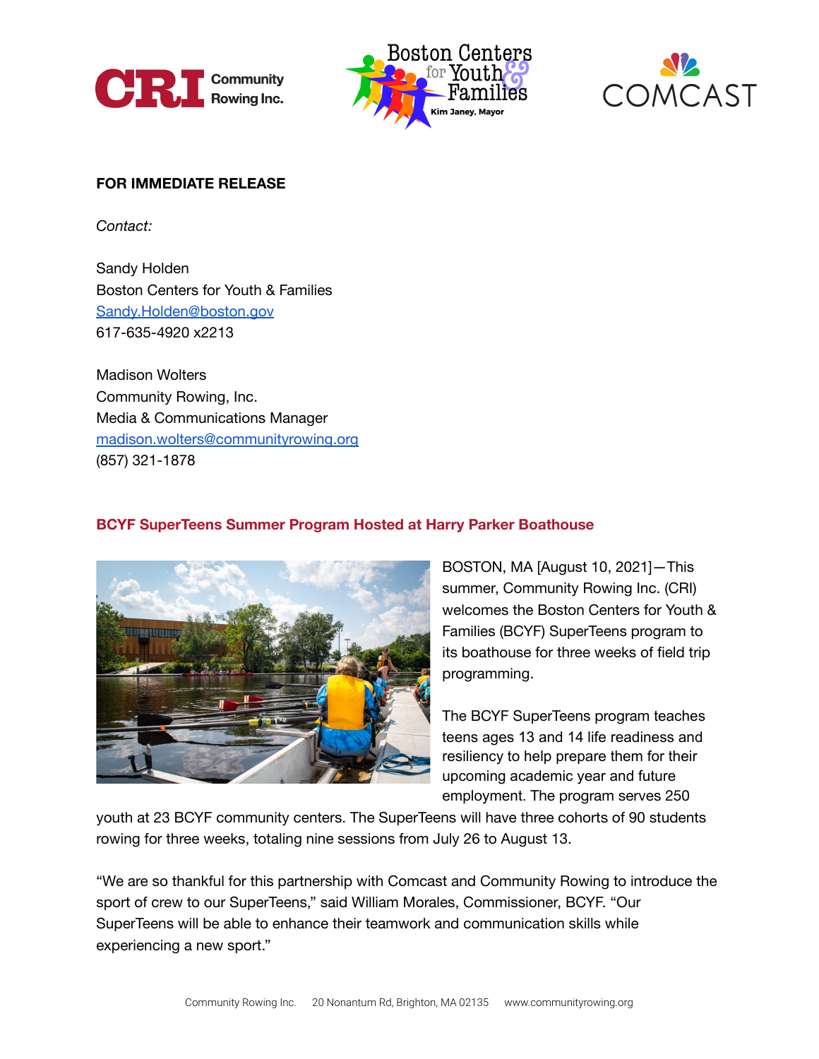**FOR IMMEDIATE RELEASE**

*Contact:*

Sandy Holden
Boston Centers for Youth & Families
Sandy.Holden@boston.gov
617-635-4920 x2213

Madison Wolters
Community Rowing, Inc.
Media & Communications Manager
madison.wolters@communityrowing.org
(857) 321-1878

## BCYF SuperTeens Summer Program Hosted at Harry Parker Boathouse

BOSTON, MA [August 10, 2021]—This summer, Community Rowing Inc. (CRI) welcomes the Boston Centers for Youth & Families (BCYF) SuperTeens program to its boathouse for three weeks of field trip programming.

The BCYF SuperTeens program teaches teens ages 13 and 14 life readiness and resiliency to help prepare them for their upcoming academic year and future employment. The program serves 250 youth at 23 BCYF community centers. The SuperTeens will have three cohorts of 90 students rowing for three weeks, totaling nine sessions from July 26 to August 13.

"We are so thankful for this partnership with Comcast and Community Rowing to introduce the sport of crew to our SuperTeens," said William Morales, Commissioner, BCYF. "Our SuperTeens will be able to enhance their teamwork and communication skills while experiencing a new sport."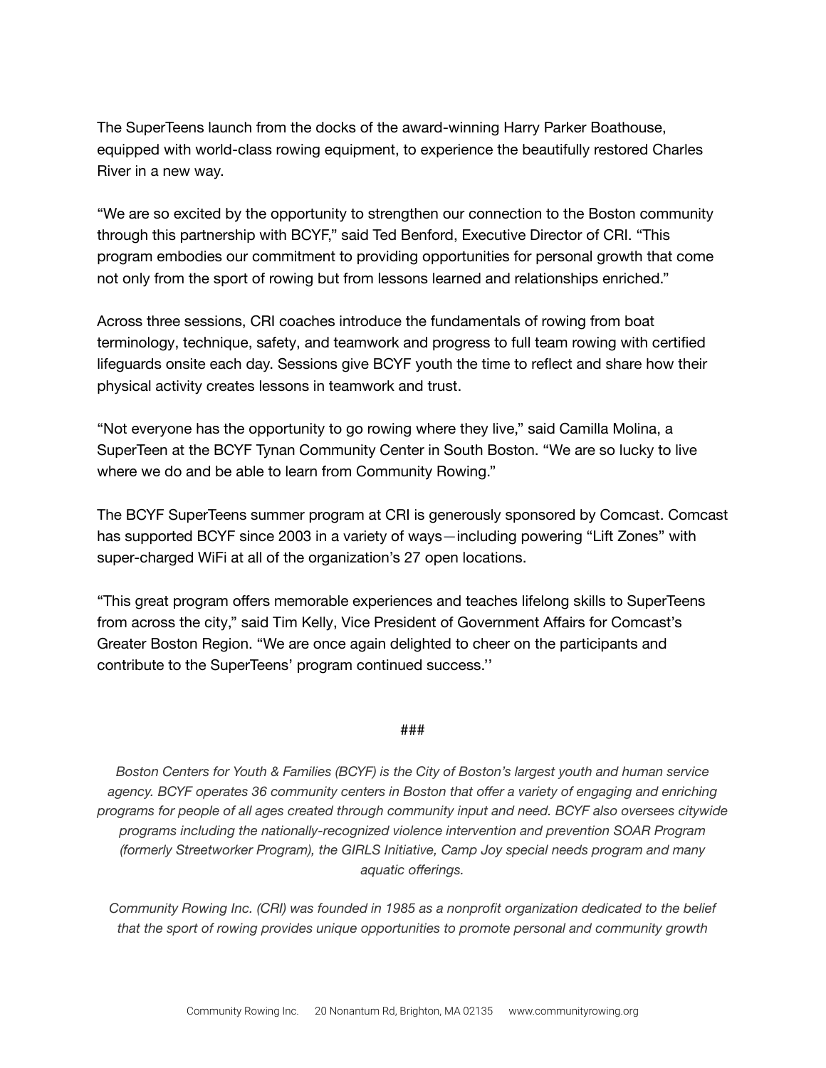The SuperTeens launch from the docks of the award-winning Harry Parker Boathouse, equipped with world-class rowing equipment, to experience the beautifully restored Charles River in a new way.

“We are so excited by the opportunity to strengthen our connection to the Boston community through this partnership with BCYF,” said Ted Benford, Executive Director of CRI. “This program embodies our commitment to providing opportunities for personal growth that come not only from the sport of rowing but from lessons learned and relationships enriched.”

Across three sessions, CRI coaches introduce the fundamentals of rowing from boat terminology, technique, safety, and teamwork and progress to full team rowing with certified lifeguards onsite each day. Sessions give BCYF youth the time to reflect and share how their physical activity creates lessons in teamwork and trust.

“Not everyone has the opportunity to go rowing where they live,” said Camilla Molina, a SuperTeen at the BCYF Tynan Community Center in South Boston. “We are so lucky to live where we do and be able to learn from Community Rowing.”

The BCYF SuperTeens summer program at CRI is generously sponsored by Comcast. Comcast has supported BCYF since 2003 in a variety of ways—including powering “Lift Zones” with super-charged WiFi at all of the organization’s 27 open locations.

“This great program offers memorable experiences and teaches lifelong skills to SuperTeens from across the city,” said Tim Kelly, Vice President of Government Affairs for Comcast’s Greater Boston Region. “We are once again delighted to cheer on the participants and contribute to the SuperTeens’ program continued success.’’

###

*Boston Centers for Youth & Families (BCYF) is the City of Boston’s largest youth and human service agency. BCYF operates 36 community centers in Boston that offer a variety of engaging and enriching programs for people of all ages created through community input and need. BCYF also oversees citywide programs including the nationally-recognized violence intervention and prevention SOAR Program (formerly Streetworker Program), the GIRLS Initiative, Camp Joy special needs program and many aquatic offerings.*

*Community Rowing Inc. (CRI) was founded in 1985 as a nonprofit organization dedicated to the belief that the sport of rowing provides unique opportunities to promote personal and community growth*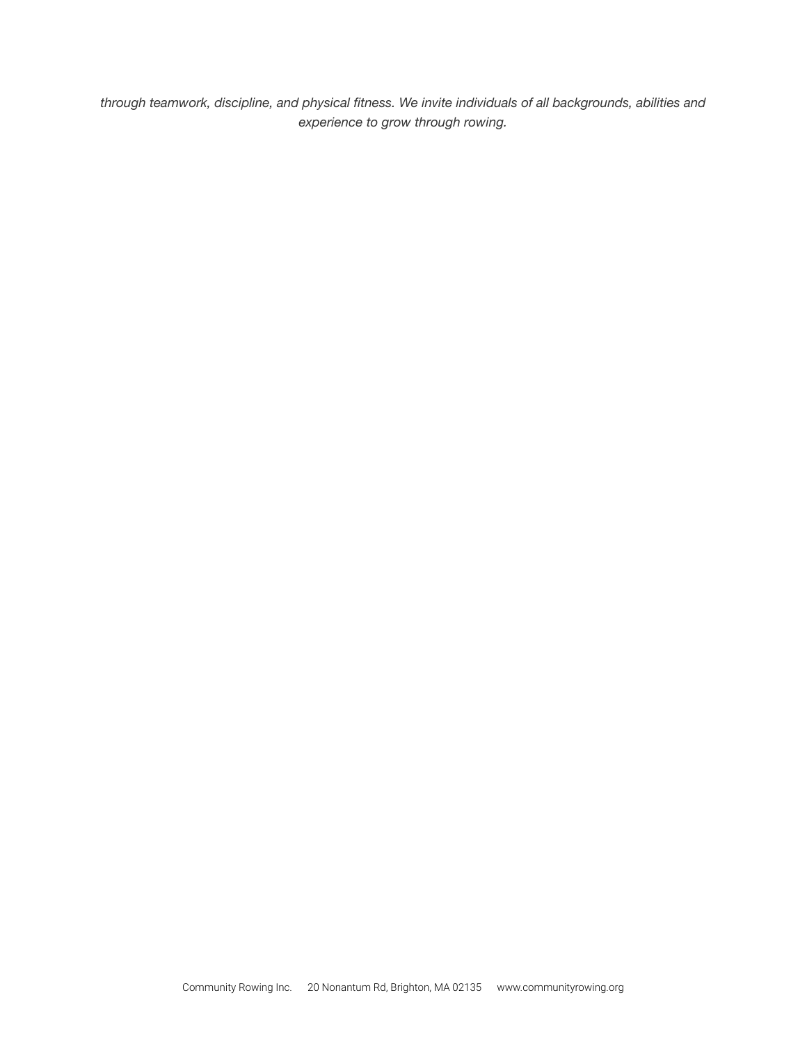*through teamwork, discipline, and physical fitness. We invite individuals of all backgrounds, abilities and experience to grow through rowing.*